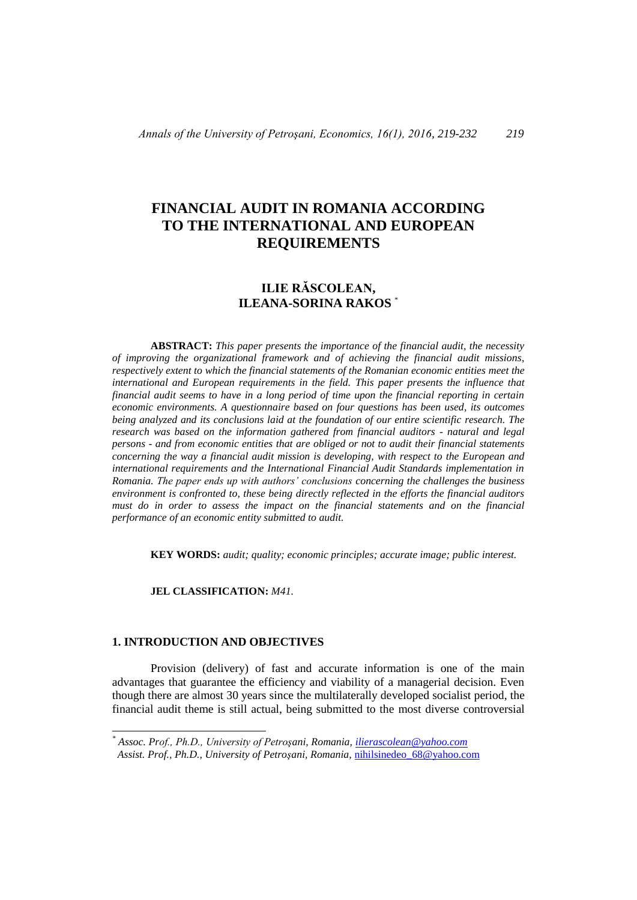# FINANCIAL AUDIT IN ROMANIA ACCORDING TO THE INTERNATIONAL AND EUROPEAN REQUIREMENTS

## ILIE RĂSCOLEAN, ILEANA-SORINA RAKOS [*]

**ABSTRACT:** *This paper presents the importance of the financial audit, the necessity of improving the organizational framework and of achieving the financial audit missions, respectively extent to which the financial statements of the Romanian economic entities meet the international and European requirements in the field. This paper presents the influence that financial audit seems to have in a long period of time upon the financial reporting in certain economic environments. A questionnaire based on four questions has been used, its outcomes being analyzed and its conclusions laid at the foundation of our entire scientific research. The research was based on the information gathered from financial auditors - natural and legal persons - and from economic entities that are obliged or not to audit their financial statements concerning the way a financial audit mission is developing, with respect to the European and international requirements and the International Financial Audit Standards implementation in Romania. The paper ends up with authors' conclusions concerning the challenges the business environment is confronted to, these being directly reflected in the efforts the financial auditors must do in order to assess the impact on the financial statements and on the financial performance of an economic entity submitted to audit.*

**KEY WORDS:** *audit; quality; economic principles; accurate image; public interest.*

**JEL CLASSIFICATION:** *M41.*

### 1. INTRODUCTION AND OBJECTIVES

Provision (delivery) of fast and accurate information is one of the main advantages that guarantee the efficiency and viability of a managerial decision. Even though there are almost 30 years since the multilaterally developed socialist period, the financial audit theme is still actual, being submitted to the most diverse controversial

---

[*] *Assoc. Prof., Ph.D., University of Petroşani, Romania, ilierascolean@yahoo.com*
*Assist. Prof., Ph.D., University of Petroşani, Romania,* nihilsinedeo_68@yahoo.com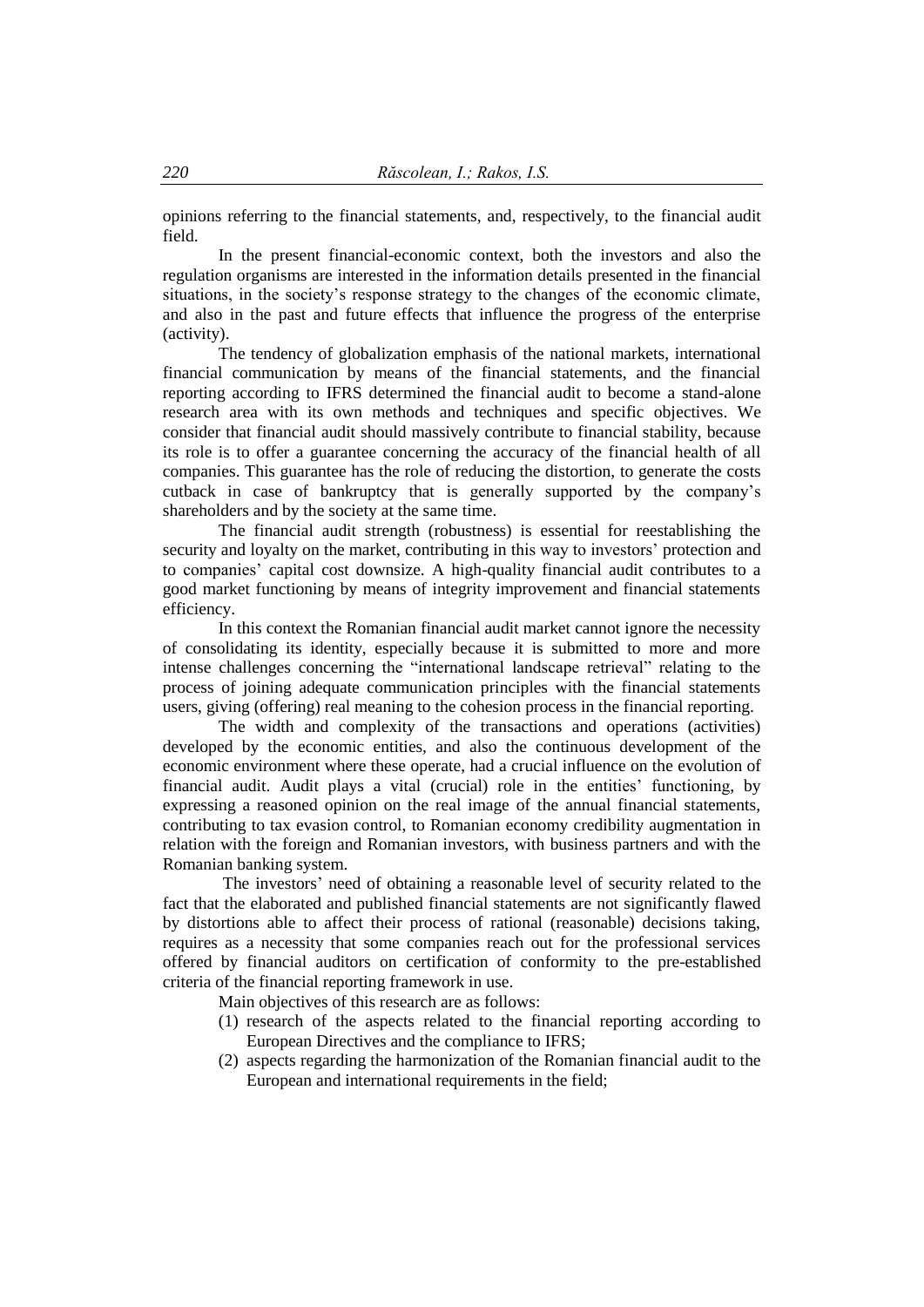opinions referring to the financial statements, and, respectively, to the financial audit field.

In the present financial-economic context, both the investors and also the regulation organisms are interested in the information details presented in the financial situations, in the society's response strategy to the changes of the economic climate, and also in the past and future effects that influence the progress of the enterprise (activity).

The tendency of globalization emphasis of the national markets, international financial communication by means of the financial statements, and the financial reporting according to IFRS determined the financial audit to become a stand-alone research area with its own methods and techniques and specific objectives. We consider that financial audit should massively contribute to financial stability, because its role is to offer a guarantee concerning the accuracy of the financial health of all companies. This guarantee has the role of reducing the distortion, to generate the costs cutback in case of bankruptcy that is generally supported by the company's shareholders and by the society at the same time.

The financial audit strength (robustness) is essential for reestablishing the security and loyalty on the market, contributing in this way to investors' protection and to companies' capital cost downsize. A high-quality financial audit contributes to a good market functioning by means of integrity improvement and financial statements efficiency.

In this context the Romanian financial audit market cannot ignore the necessity of consolidating its identity, especially because it is submitted to more and more intense challenges concerning the "international landscape retrieval" relating to the process of joining adequate communication principles with the financial statements users, giving (offering) real meaning to the cohesion process in the financial reporting.

The width and complexity of the transactions and operations (activities) developed by the economic entities, and also the continuous development of the economic environment where these operate, had a crucial influence on the evolution of financial audit. Audit plays a vital (crucial) role in the entities' functioning, by expressing a reasoned opinion on the real image of the annual financial statements, contributing to tax evasion control, to Romanian economy credibility augmentation in relation with the foreign and Romanian investors, with business partners and with the Romanian banking system.

The investors' need of obtaining a reasonable level of security related to the fact that the elaborated and published financial statements are not significantly flawed by distortions able to affect their process of rational (reasonable) decisions taking, requires as a necessity that some companies reach out for the professional services offered by financial auditors on certification of conformity to the pre-established criteria of the financial reporting framework in use.

Main objectives of this research are as follows:

(1) research of the aspects related to the financial reporting according to European Directives and the compliance to IFRS;
(2) aspects regarding the harmonization of the Romanian financial audit to the European and international requirements in the field;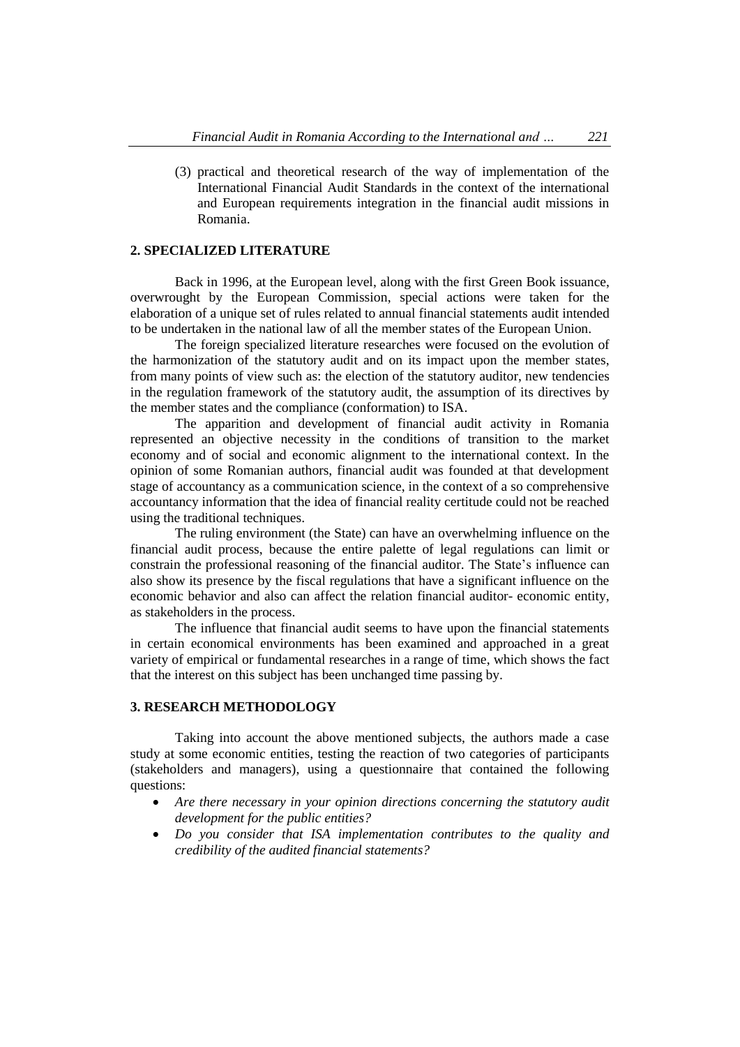(3) practical and theoretical research of the way of implementation of the International Financial Audit Standards in the context of the international and European requirements integration in the financial audit missions in Romania.

## 2. SPECIALIZED LITERATURE

Back in 1996, at the European level, along with the first Green Book issuance, overwrought by the European Commission, special actions were taken for the elaboration of a unique set of rules related to annual financial statements audit intended to be undertaken in the national law of all the member states of the European Union.

The foreign specialized literature researches were focused on the evolution of the harmonization of the statutory audit and on its impact upon the member states, from many points of view such as: the election of the statutory auditor, new tendencies in the regulation framework of the statutory audit, the assumption of its directives by the member states and the compliance (conformation) to ISA.

The apparition and development of financial audit activity in Romania represented an objective necessity in the conditions of transition to the market economy and of social and economic alignment to the international context. In the opinion of some Romanian authors, financial audit was founded at that development stage of accountancy as a communication science, in the context of a so comprehensive accountancy information that the idea of financial reality certitude could not be reached using the traditional techniques.

The ruling environment (the State) can have an overwhelming influence on the financial audit process, because the entire palette of legal regulations can limit or constrain the professional reasoning of the financial auditor. The State's influence can also show its presence by the fiscal regulations that have a significant influence on the economic behavior and also can affect the relation financial auditor- economic entity, as stakeholders in the process.

The influence that financial audit seems to have upon the financial statements in certain economical environments has been examined and approached in a great variety of empirical or fundamental researches in a range of time, which shows the fact that the interest on this subject has been unchanged time passing by.

## 3. RESEARCH METHODOLOGY

Taking into account the above mentioned subjects, the authors made a case study at some economic entities, testing the reaction of two categories of participants (stakeholders and managers), using a questionnaire that contained the following questions:

- *Are there necessary in your opinion directions concerning the statutory audit development for the public entities?*
- *Do you consider that ISA implementation contributes to the quality and credibility of the audited financial statements?*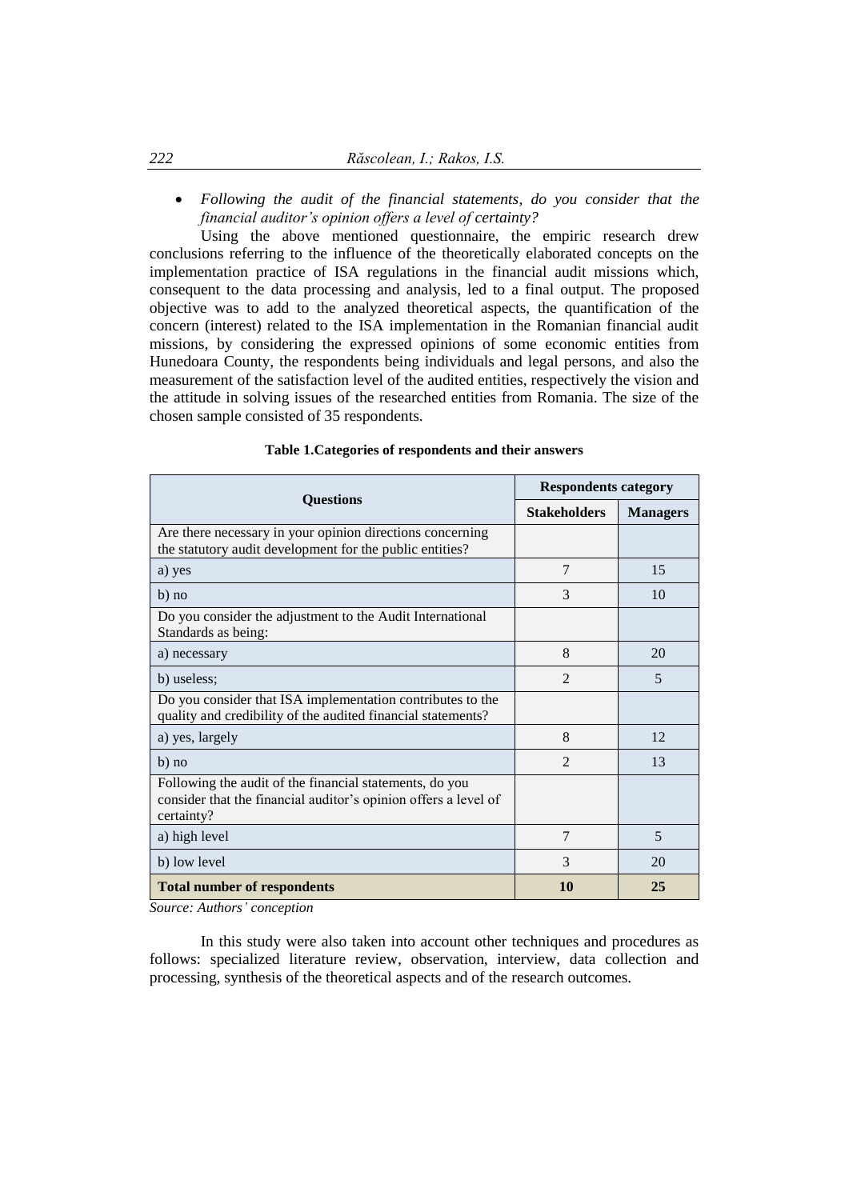- *Following the audit of the financial statements, do you consider that the financial auditor's opinion offers a level of certainty?*

Using the above mentioned questionnaire, the empiric research drew conclusions referring to the influence of the theoretically elaborated concepts on the implementation practice of ISA regulations in the financial audit missions which, consequent to the data processing and analysis, led to a final output. The proposed objective was to add to the analyzed theoretical aspects, the quantification of the concern (interest) related to the ISA implementation in the Romanian financial audit missions, by considering the expressed opinions of some economic entities from Hunedoara County, the respondents being individuals and legal persons, and also the measurement of the satisfaction level of the audited entities, respectively the vision and the attitude in solving issues of the researched entities from Romania. The size of the chosen sample consisted of 35 respondents.

**Table 1.Categories of respondents and their answers**

| Questions | Respondents category | |
|---|---|---|
| | **Stakeholders** | **Managers** |
| Are there necessary in your opinion directions concerning the statutory audit development for the public entities? | | |
| a) yes | 7 | 15 |
| b) no | 3 | 10 |
| Do you consider the adjustment to the Audit International Standards as being: | | |
| a) necessary | 8 | 20 |
| b) useless; | 2 | 5 |
| Do you consider that ISA implementation contributes to the quality and credibility of the audited financial statements? | | |
| a) yes, largely | 8 | 12 |
| b) no | 2 | 13 |
| Following the audit of the financial statements, do you consider that the financial auditor's opinion offers a level of certainty? | | |
| a) high level | 7 | 5 |
| b) low level | 3 | 20 |
| **Total number of respondents** | **10** | **25** |

*Source: Authors' conception*

In this study were also taken into account other techniques and procedures as follows: specialized literature review, observation, interview, data collection and processing, synthesis of the theoretical aspects and of the research outcomes.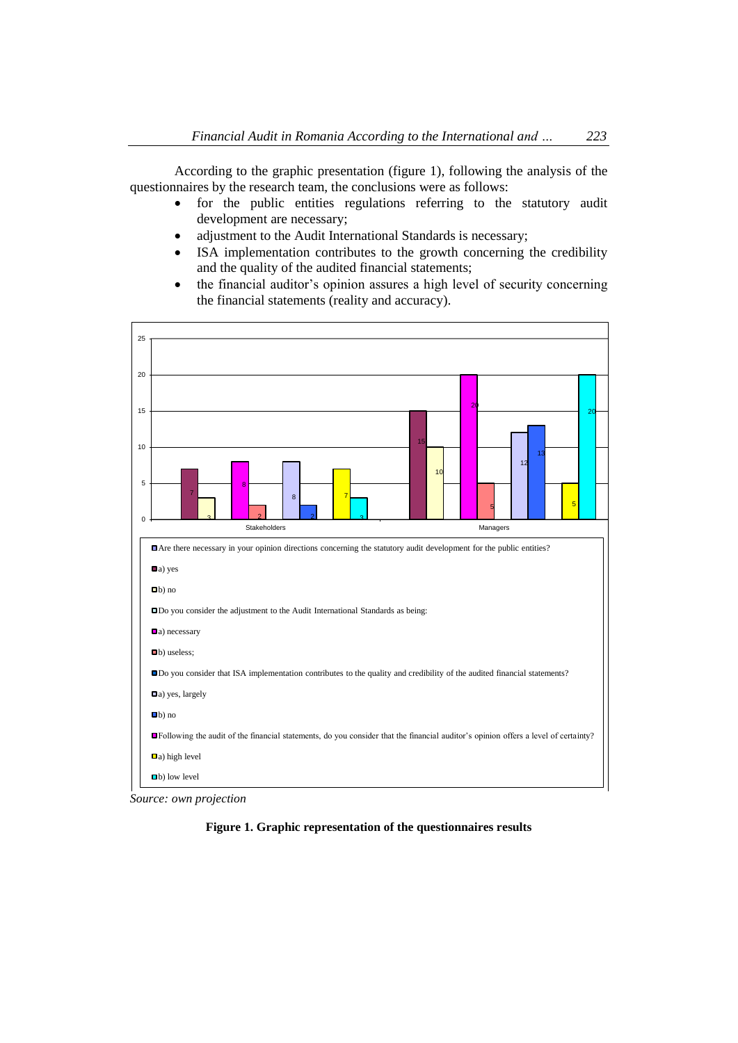According to the graphic presentation (figure 1), following the analysis of the questionnaires by the research team, the conclusions were as follows:

- for the public entities regulations referring to the statutory audit development are necessary;
- adjustment to the Audit International Standards is necessary;
- ISA implementation contributes to the growth concerning the credibility and the quality of the audited financial statements;
- the financial auditor's opinion assures a high level of security concerning the financial statements (reality and accuracy).

*Source: own projection*

**Figure 1. Graphic representation of the questionnaires results**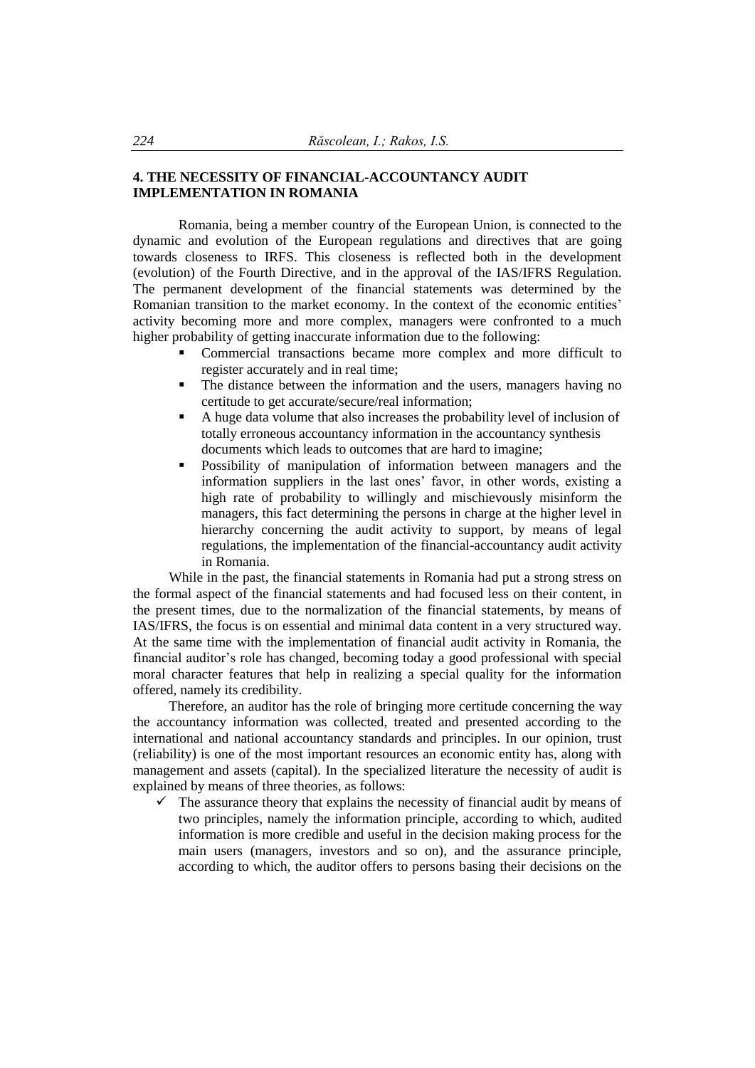## 4. THE NECESSITY OF FINANCIAL-ACCOUNTANCY AUDIT IMPLEMENTATION IN ROMANIA

Romania, being a member country of the European Union, is connected to the dynamic and evolution of the European regulations and directives that are going towards closeness to IRFS. This closeness is reflected both in the development (evolution) of the Fourth Directive, and in the approval of the IAS/IFRS Regulation. The permanent development of the financial statements was determined by the Romanian transition to the market economy. In the context of the economic entities' activity becoming more and more complex, managers were confronted to a much higher probability of getting inaccurate information due to the following:

- Commercial transactions became more complex and more difficult to register accurately and in real time;
- The distance between the information and the users, managers having no certitude to get accurate/secure/real information;
- A huge data volume that also increases the probability level of inclusion of totally erroneous accountancy information in the accountancy synthesis documents which leads to outcomes that are hard to imagine;
- Possibility of manipulation of information between managers and the information suppliers in the last ones' favor, in other words, existing a high rate of probability to willingly and mischievously misinform the managers, this fact determining the persons in charge at the higher level in hierarchy concerning the audit activity to support, by means of legal regulations, the implementation of the financial-accountancy audit activity in Romania.

While in the past, the financial statements in Romania had put a strong stress on the formal aspect of the financial statements and had focused less on their content, in the present times, due to the normalization of the financial statements, by means of IAS/IFRS, the focus is on essential and minimal data content in a very structured way. At the same time with the implementation of financial audit activity in Romania, the financial auditor's role has changed, becoming today a good professional with special moral character features that help in realizing a special quality for the information offered, namely its credibility.

Therefore, an auditor has the role of bringing more certitude concerning the way the accountancy information was collected, treated and presented according to the international and national accountancy standards and principles. In our opinion, trust (reliability) is one of the most important resources an economic entity has, along with management and assets (capital). In the specialized literature the necessity of audit is explained by means of three theories, as follows:

- ✓ The assurance theory that explains the necessity of financial audit by means of two principles, namely the information principle, according to which, audited information is more credible and useful in the decision making process for the main users (managers, investors and so on), and the assurance principle, according to which, the auditor offers to persons basing their decisions on the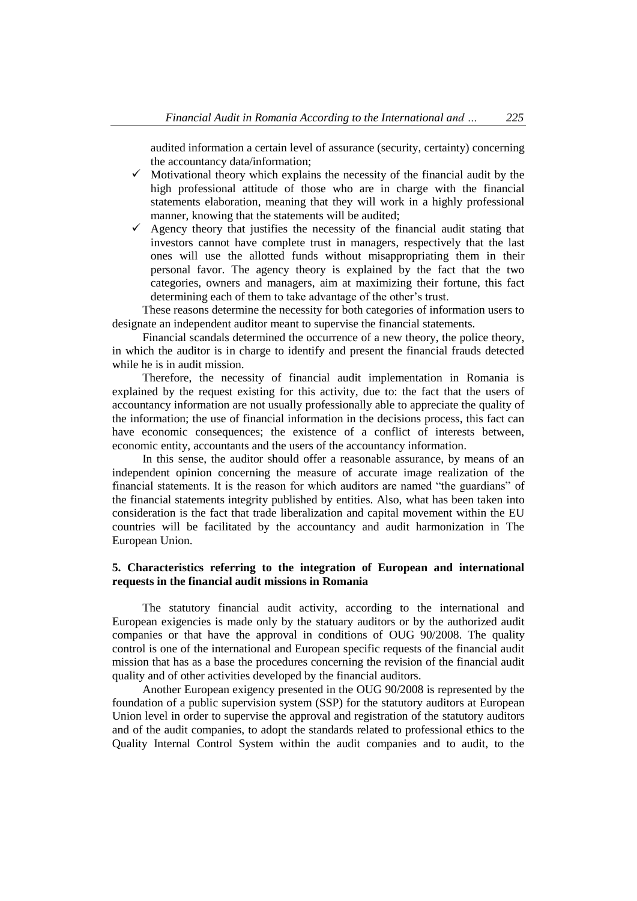audited information a certain level of assurance (security, certainty) concerning the accountancy data/information;

- ✓ Motivational theory which explains the necessity of the financial audit by the high professional attitude of those who are in charge with the financial statements elaboration, meaning that they will work in a highly professional manner, knowing that the statements will be audited;
- ✓ Agency theory that justifies the necessity of the financial audit stating that investors cannot have complete trust in managers, respectively that the last ones will use the allotted funds without misappropriating them in their personal favor. The agency theory is explained by the fact that the two categories, owners and managers, aim at maximizing their fortune, this fact determining each of them to take advantage of the other's trust.

These reasons determine the necessity for both categories of information users to designate an independent auditor meant to supervise the financial statements.

Financial scandals determined the occurrence of a new theory, the police theory, in which the auditor is in charge to identify and present the financial frauds detected while he is in audit mission.

Therefore, the necessity of financial audit implementation in Romania is explained by the request existing for this activity, due to: the fact that the users of accountancy information are not usually professionally able to appreciate the quality of the information; the use of financial information in the decisions process, this fact can have economic consequences; the existence of a conflict of interests between, economic entity, accountants and the users of the accountancy information.

In this sense, the auditor should offer a reasonable assurance, by means of an independent opinion concerning the measure of accurate image realization of the financial statements. It is the reason for which auditors are named "the guardians" of the financial statements integrity published by entities. Also, what has been taken into consideration is the fact that trade liberalization and capital movement within the EU countries will be facilitated by the accountancy and audit harmonization in The European Union.

## 5. Characteristics referring to the integration of European and international requests in the financial audit missions in Romania

The statutory financial audit activity, according to the international and European exigencies is made only by the statuary auditors or by the authorized audit companies or that have the approval in conditions of OUG 90/2008. The quality control is one of the international and European specific requests of the financial audit mission that has as a base the procedures concerning the revision of the financial audit quality and of other activities developed by the financial auditors.

Another European exigency presented in the OUG 90/2008 is represented by the foundation of a public supervision system (SSP) for the statutory auditors at European Union level in order to supervise the approval and registration of the statutory auditors and of the audit companies, to adopt the standards related to professional ethics to the Quality Internal Control System within the audit companies and to audit, to the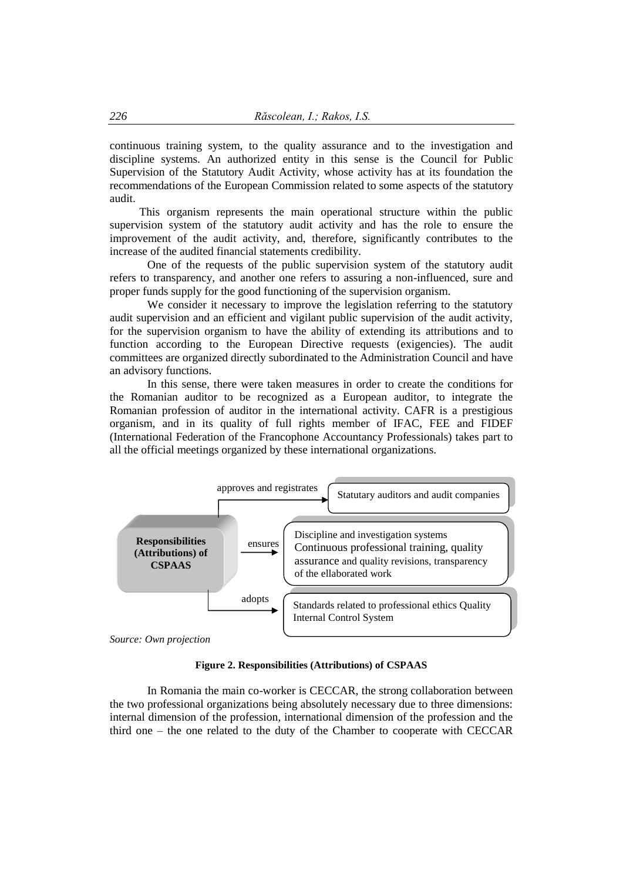continuous training system, to the quality assurance and to the investigation and discipline systems. An authorized entity in this sense is the Council for Public Supervision of the Statutory Audit Activity, whose activity has at its foundation the recommendations of the European Commission related to some aspects of the statutory audit.

This organism represents the main operational structure within the public supervision system of the statutory audit activity and has the role to ensure the improvement of the audit activity, and, therefore, significantly contributes to the increase of the audited financial statements credibility.

One of the requests of the public supervision system of the statutory audit refers to transparency, and another one refers to assuring a non-influenced, sure and proper funds supply for the good functioning of the supervision organism.

We consider it necessary to improve the legislation referring to the statutory audit supervision and an efficient and vigilant public supervision of the audit activity, for the supervision organism to have the ability of extending its attributions and to function according to the European Directive requests (exigencies). The audit committees are organized directly subordinated to the Administration Council and have an advisory functions.

In this sense, there were taken measures in order to create the conditions for the Romanian auditor to be recognized as a European auditor, to integrate the Romanian profession of auditor in the international activity. CAFR is a prestigious organism, and in its quality of full rights member of IFAC, FEE and FIDEF (International Federation of the Francophone Accountancy Professionals) takes part to all the official meetings organized by these international organizations.

**Responsibilities (Attributions) of CSPAAS**

- approves and registrates → Statutary auditors and audit companies
- ensures → Discipline and investigation systems Continuous professional training, quality assurance and quality revisions, transparency of the ellaborated work
- adopts → Standards related to professional ethics Quality Internal Control System

*Source: Own projection*

**Figure 2. Responsibilities (Attributions) of CSPAAS**

In Romania the main co-worker is CECCAR, the strong collaboration between the two professional organizations being absolutely necessary due to three dimensions: internal dimension of the profession, international dimension of the profession and the third one – the one related to the duty of the Chamber to cooperate with CECCAR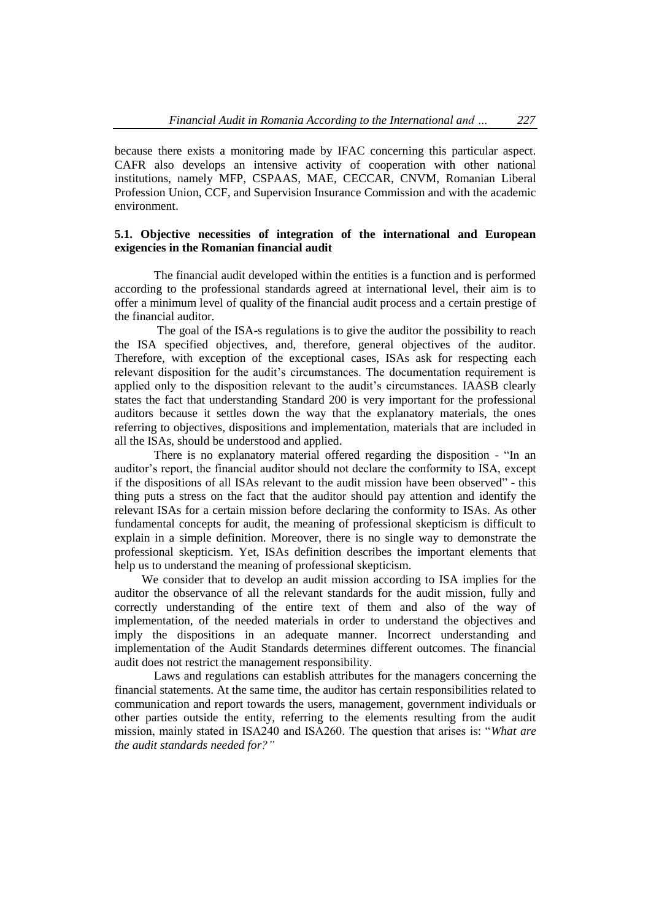because there exists a monitoring made by IFAC concerning this particular aspect. CAFR also develops an intensive activity of cooperation with other national institutions, namely MFP, CSPAAS, MAE, CECCAR, CNVM, Romanian Liberal Profession Union, CCF, and Supervision Insurance Commission and with the academic environment.

### 5.1. Objective necessities of integration of the international and European exigencies in the Romanian financial audit

The financial audit developed within the entities is a function and is performed according to the professional standards agreed at international level, their aim is to offer a minimum level of quality of the financial audit process and a certain prestige of the financial auditor.

The goal of the ISA-s regulations is to give the auditor the possibility to reach the ISA specified objectives, and, therefore, general objectives of the auditor. Therefore, with exception of the exceptional cases, ISAs ask for respecting each relevant disposition for the audit's circumstances. The documentation requirement is applied only to the disposition relevant to the audit's circumstances. IAASB clearly states the fact that understanding Standard 200 is very important for the professional auditors because it settles down the way that the explanatory materials, the ones referring to objectives, dispositions and implementation, materials that are included in all the ISAs, should be understood and applied.

There is no explanatory material offered regarding the disposition - "In an auditor's report, the financial auditor should not declare the conformity to ISA, except if the dispositions of all ISAs relevant to the audit mission have been observed" - this thing puts a stress on the fact that the auditor should pay attention and identify the relevant ISAs for a certain mission before declaring the conformity to ISAs. As other fundamental concepts for audit, the meaning of professional skepticism is difficult to explain in a simple definition. Moreover, there is no single way to demonstrate the professional skepticism. Yet, ISAs definition describes the important elements that help us to understand the meaning of professional skepticism.

We consider that to develop an audit mission according to ISA implies for the auditor the observance of all the relevant standards for the audit mission, fully and correctly understanding of the entire text of them and also of the way of implementation, of the needed materials in order to understand the objectives and imply the dispositions in an adequate manner. Incorrect understanding and implementation of the Audit Standards determines different outcomes. The financial audit does not restrict the management responsibility.

Laws and regulations can establish attributes for the managers concerning the financial statements. At the same time, the auditor has certain responsibilities related to communication and report towards the users, management, government individuals or other parties outside the entity, referring to the elements resulting from the audit mission, mainly stated in ISA240 and ISA260. The question that arises is: "*What are the audit standards needed for?"*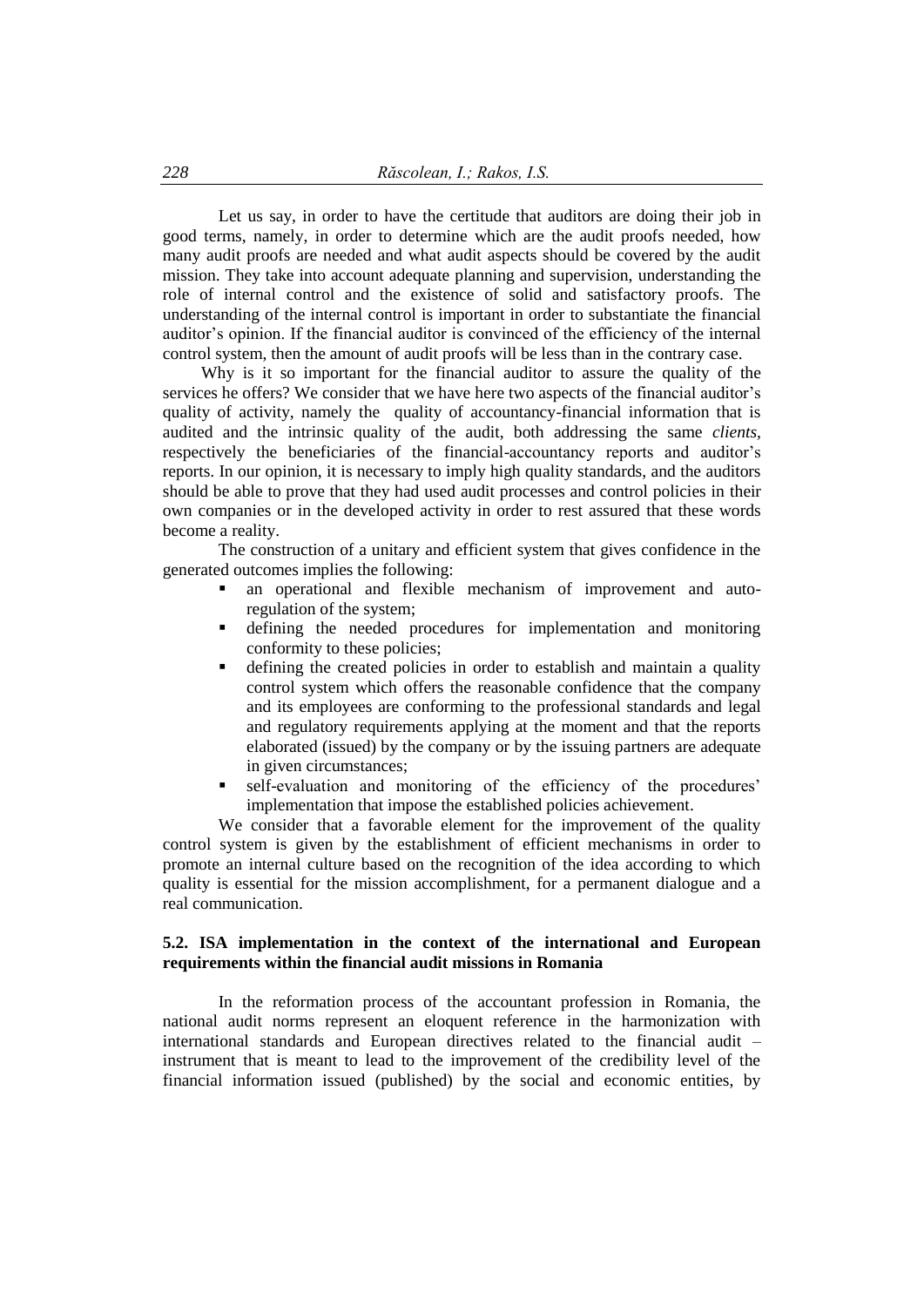Let us say, in order to have the certitude that auditors are doing their job in good terms, namely, in order to determine which are the audit proofs needed, how many audit proofs are needed and what audit aspects should be covered by the audit mission. They take into account adequate planning and supervision, understanding the role of internal control and the existence of solid and satisfactory proofs. The understanding of the internal control is important in order to substantiate the financial auditor's opinion. If the financial auditor is convinced of the efficiency of the internal control system, then the amount of audit proofs will be less than in the contrary case.

Why is it so important for the financial auditor to assure the quality of the services he offers? We consider that we have here two aspects of the financial auditor's quality of activity, namely the quality of accountancy-financial information that is audited and the intrinsic quality of the audit, both addressing the same *clients*, respectively the beneficiaries of the financial-accountancy reports and auditor's reports. In our opinion, it is necessary to imply high quality standards, and the auditors should be able to prove that they had used audit processes and control policies in their own companies or in the developed activity in order to rest assured that these words become a reality.

The construction of a unitary and efficient system that gives confidence in the generated outcomes implies the following:

- an operational and flexible mechanism of improvement and auto-regulation of the system;
- defining the needed procedures for implementation and monitoring conformity to these policies;
- defining the created policies in order to establish and maintain a quality control system which offers the reasonable confidence that the company and its employees are conforming to the professional standards and legal and regulatory requirements applying at the moment and that the reports elaborated (issued) by the company or by the issuing partners are adequate in given circumstances;
- self-evaluation and monitoring of the efficiency of the procedures' implementation that impose the established policies achievement.

We consider that a favorable element for the improvement of the quality control system is given by the establishment of efficient mechanisms in order to promote an internal culture based on the recognition of the idea according to which quality is essential for the mission accomplishment, for a permanent dialogue and a real communication.

### 5.2. ISA implementation in the context of the international and European requirements within the financial audit missions in Romania

In the reformation process of the accountant profession in Romania, the national audit norms represent an eloquent reference in the harmonization with international standards and European directives related to the financial audit – instrument that is meant to lead to the improvement of the credibility level of the financial information issued (published) by the social and economic entities, by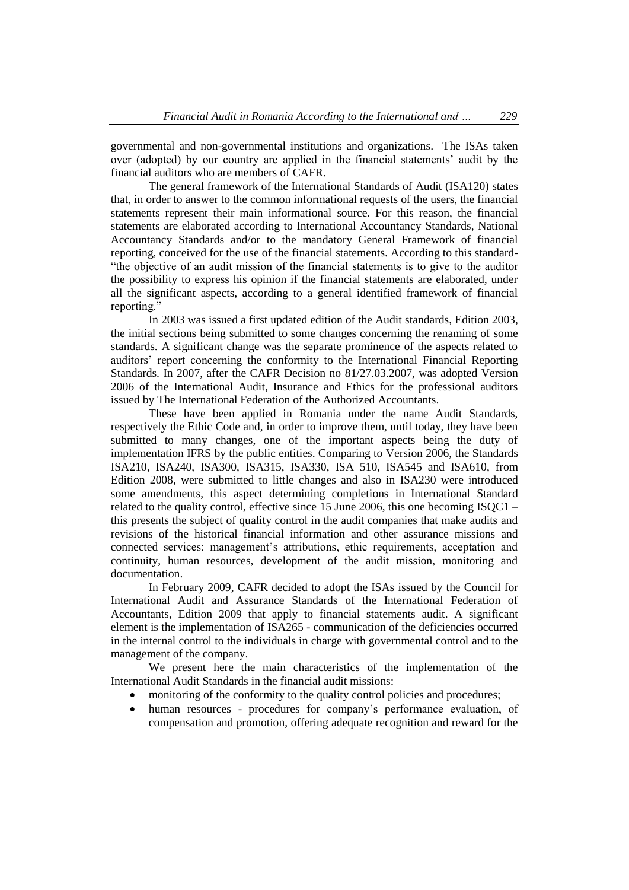governmental and non-governmental institutions and organizations. The ISAs taken over (adopted) by our country are applied in the financial statements' audit by the financial auditors who are members of CAFR.

The general framework of the International Standards of Audit (ISA120) states that, in order to answer to the common informational requests of the users, the financial statements represent their main informational source. For this reason, the financial statements are elaborated according to International Accountancy Standards, National Accountancy Standards and/or to the mandatory General Framework of financial reporting, conceived for the use of the financial statements. According to this standard- "the objective of an audit mission of the financial statements is to give to the auditor the possibility to express his opinion if the financial statements are elaborated, under all the significant aspects, according to a general identified framework of financial reporting."

In 2003 was issued a first updated edition of the Audit standards, Edition 2003, the initial sections being submitted to some changes concerning the renaming of some standards. A significant change was the separate prominence of the aspects related to auditors' report concerning the conformity to the International Financial Reporting Standards. In 2007, after the CAFR Decision no 81/27.03.2007, was adopted Version 2006 of the International Audit, Insurance and Ethics for the professional auditors issued by The International Federation of the Authorized Accountants.

These have been applied in Romania under the name Audit Standards, respectively the Ethic Code and, in order to improve them, until today, they have been submitted to many changes, one of the important aspects being the duty of implementation IFRS by the public entities. Comparing to Version 2006, the Standards ISA210, ISA240, ISA300, ISA315, ISA330, ISA 510, ISA545 and ISA610, from Edition 2008, were submitted to little changes and also in ISA230 were introduced some amendments, this aspect determining completions in International Standard related to the quality control, effective since 15 June 2006, this one becoming ISQC1 – this presents the subject of quality control in the audit companies that make audits and revisions of the historical financial information and other assurance missions and connected services: management's attributions, ethic requirements, acceptation and continuity, human resources, development of the audit mission, monitoring and documentation.

In February 2009, CAFR decided to adopt the ISAs issued by the Council for International Audit and Assurance Standards of the International Federation of Accountants, Edition 2009 that apply to financial statements audit. A significant element is the implementation of ISA265 - communication of the deficiencies occurred in the internal control to the individuals in charge with governmental control and to the management of the company.

We present here the main characteristics of the implementation of the International Audit Standards in the financial audit missions:

- monitoring of the conformity to the quality control policies and procedures;
- human resources - procedures for company's performance evaluation, of compensation and promotion, offering adequate recognition and reward for the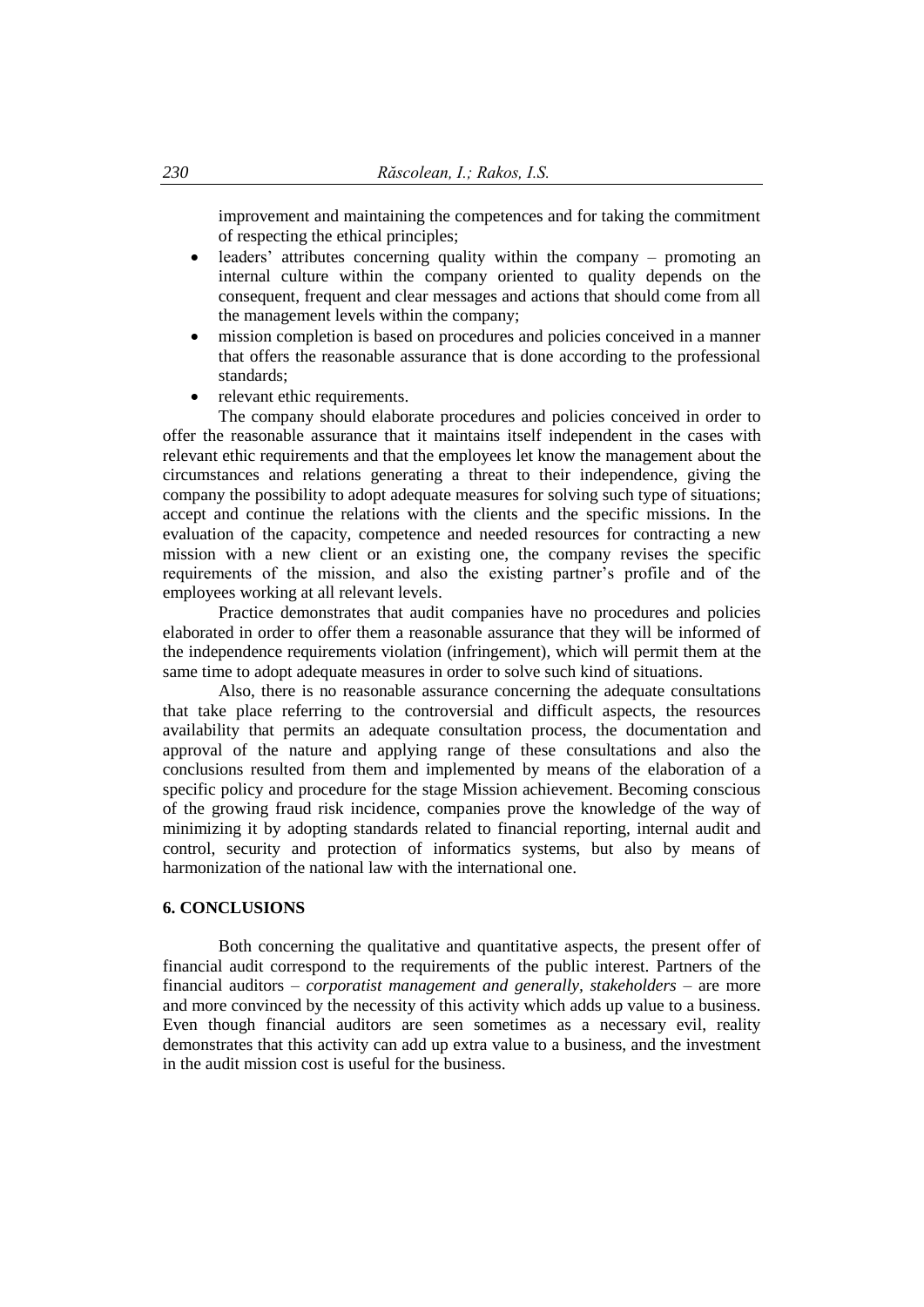improvement and maintaining the competences and for taking the commitment of respecting the ethical principles;

- leaders' attributes concerning quality within the company – promoting an internal culture within the company oriented to quality depends on the consequent, frequent and clear messages and actions that should come from all the management levels within the company;
- mission completion is based on procedures and policies conceived in a manner that offers the reasonable assurance that is done according to the professional standards;
- relevant ethic requirements.

The company should elaborate procedures and policies conceived in order to offer the reasonable assurance that it maintains itself independent in the cases with relevant ethic requirements and that the employees let know the management about the circumstances and relations generating a threat to their independence, giving the company the possibility to adopt adequate measures for solving such type of situations; accept and continue the relations with the clients and the specific missions. In the evaluation of the capacity, competence and needed resources for contracting a new mission with a new client or an existing one, the company revises the specific requirements of the mission, and also the existing partner's profile and of the employees working at all relevant levels.

Practice demonstrates that audit companies have no procedures and policies elaborated in order to offer them a reasonable assurance that they will be informed of the independence requirements violation (infringement), which will permit them at the same time to adopt adequate measures in order to solve such kind of situations.

Also, there is no reasonable assurance concerning the adequate consultations that take place referring to the controversial and difficult aspects, the resources availability that permits an adequate consultation process, the documentation and approval of the nature and applying range of these consultations and also the conclusions resulted from them and implemented by means of the elaboration of a specific policy and procedure for the stage Mission achievement. Becoming conscious of the growing fraud risk incidence, companies prove the knowledge of the way of minimizing it by adopting standards related to financial reporting, internal audit and control, security and protection of informatics systems, but also by means of harmonization of the national law with the international one.

## 6. CONCLUSIONS

Both concerning the qualitative and quantitative aspects, the present offer of financial audit correspond to the requirements of the public interest. Partners of the financial auditors – *corporatist management and generally, stakeholders* – are more and more convinced by the necessity of this activity which adds up value to a business. Even though financial auditors are seen sometimes as a necessary evil, reality demonstrates that this activity can add up extra value to a business, and the investment in the audit mission cost is useful for the business.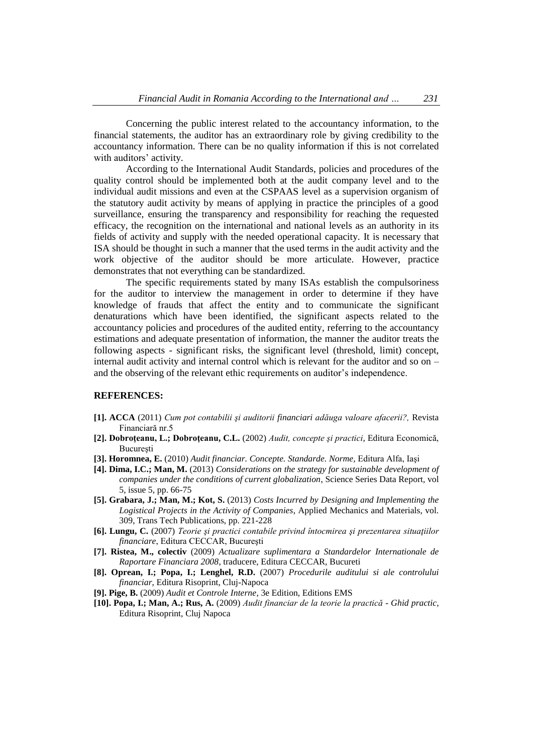Concerning the public interest related to the accountancy information, to the financial statements, the auditor has an extraordinary role by giving credibility to the accountancy information. There can be no quality information if this is not correlated with auditors' activity.

According to the International Audit Standards, policies and procedures of the quality control should be implemented both at the audit company level and to the individual audit missions and even at the CSPAAS level as a supervision organism of the statutory audit activity by means of applying in practice the principles of a good surveillance, ensuring the transparency and responsibility for reaching the requested efficacy, the recognition on the international and national levels as an authority in its fields of activity and supply with the needed operational capacity. It is necessary that ISA should be thought in such a manner that the used terms in the audit activity and the work objective of the auditor should be more articulate. However, practice demonstrates that not everything can be standardized.

The specific requirements stated by many ISAs establish the compulsoriness for the auditor to interview the management in order to determine if they have knowledge of frauds that affect the entity and to communicate the significant denaturations which have been identified, the significant aspects related to the accountancy policies and procedures of the audited entity, referring to the accountancy estimations and adequate presentation of information, the manner the auditor treats the following aspects - significant risks, the significant level (threshold, limit) concept, internal audit activity and internal control which is relevant for the auditor and so on – and the observing of the relevant ethic requirements on auditor's independence.

**REFERENCES:**

- **[1]. ACCA** (2011) *Cum pot contabilii şi auditorii financiari adăuga valoare afacerii?,* Revista Financiară nr.5
- **[2]. Dobroţeanu, L.; Dobroţeanu, C.L.** (2002) *Audit, concepte şi practici*, Editura Economică, Bucureşti
- **[3]. Horomnea, E.** (2010) *Audit financiar. Concepte. Standarde. Norme,* Editura Alfa, Iaşi
- **[4]. Dima, I.C.; Man, M.** (2013) *Considerations on the strategy for sustainable development of companies under the conditions of current globalization*, Science Series Data Report, vol 5, issue 5, pp. 66-75
- **[5]. Grabara, J.; Man, M.; Kot, S.** (2013) *Costs Incurred by Designing and Implementing the Logistical Projects in the Activity of Companies*, Applied Mechanics and Materials, vol. 309, Trans Tech Publications, pp. 221-228
- **[6]. Lungu, C.** (2007) *Teorie şi practici contabile privind întocmirea şi prezentarea situaţiilor financiare*, Editura CECCAR, Bucureşti
- **[7]. Ristea, M., colectiv** (2009) *Actualizare suplimentara a Standardelor Internationale de Raportare Financiara 2008,* traducere, Editura CECCAR, Bucureti
- **[8]. Oprean, I.; Popa, I.; Lenghel, R.D.** (2007) *Procedurile auditului si ale controlului financiar*, Editura Risoprint, Cluj-Napoca
- **[9]. Pige, B.** (2009) *Audit et Controle Interne*, 3e Edition, Editions EMS
- **[10]. Popa, I.; Man, A.; Rus, A.** (2009) *Audit financiar de la teorie la practică - Ghid practic,* Editura Risoprint, Cluj Napoca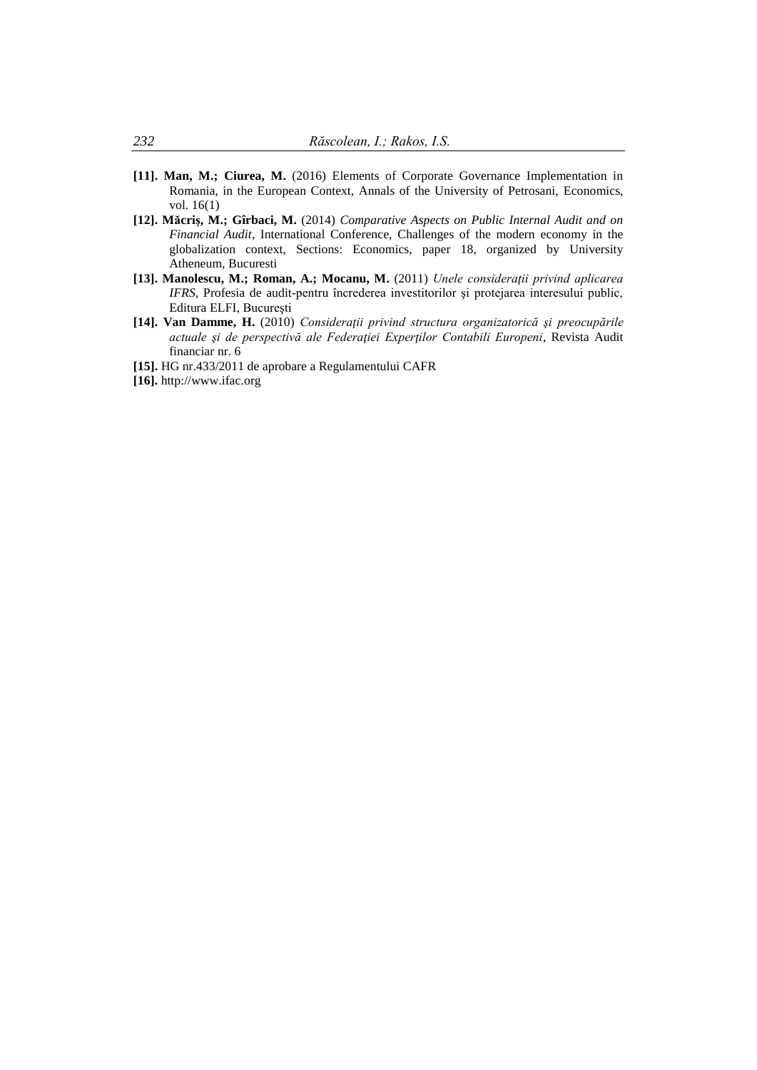**[11]. Man, M.; Ciurea, M.** (2016) Elements of Corporate Governance Implementation in Romania, in the European Context, Annals of the University of Petrosani, Economics, vol. 16(1)

**[12]. Măcriş, M.; Gîrbaci, M.** (2014) *Comparative Aspects on Public Internal Audit and on Financial Audit*, International Conference, Challenges of the modern economy in the globalization context, Sections: Economics, paper 18, organized by University Atheneum, Bucuresti

**[13]. Manolescu, M.; Roman, A.; Mocanu, M.** (2011) *Unele consideraţii privind aplicarea IFRS,* Profesia de audit-pentru încrederea investitorilor şi protejarea interesului public, Editura ELFI, Bucureşti

**[14]. Van Damme, H.** (2010) *Consideraţii privind structura organizatorică şi preocupările actuale şi de perspectivă ale Federaţiei Experţilor Contabili Europeni*, Revista Audit financiar nr. 6

**[15].** HG nr.433/2011 de aprobare a Regulamentului CAFR

**[16].** http://www.ifac.org